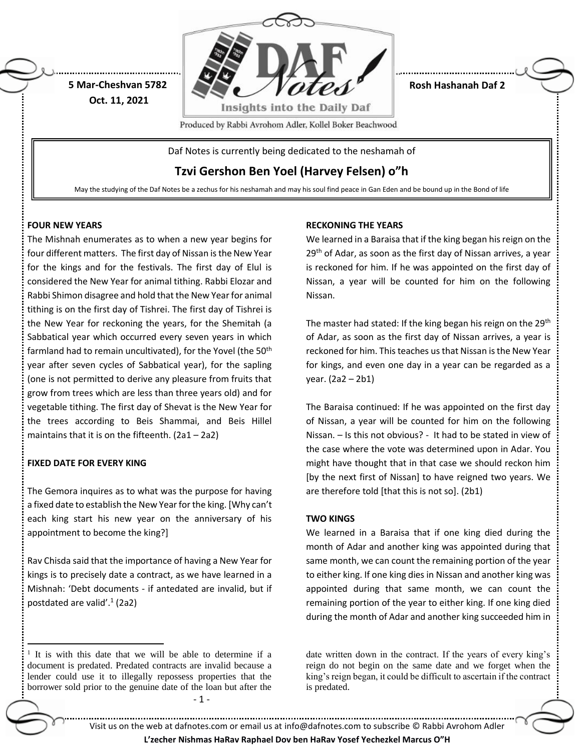5 Mar-Cheshvan 5782
Oct. 11, 2021

Rosh Hashanah Daf 2

Produced by Rabbi Avrohom Adler, Kollel Boker Beachwood

Daf Notes is currently being dedicated to the neshamah of

**Tzvi Gershon Ben Yoel (Harvey Felsen) o"h**

May the studying of the Daf Notes be a zechus for his neshamah and may his soul find peace in Gan Eden and be bound up in the Bond of life

### FOUR NEW YEARS

The Mishnah enumerates as to when a new year begins for four different matters. The first day of Nissan is the New Year for the kings and for the festivals. The first day of Elul is considered the New Year for animal tithing. Rabbi Elozar and Rabbi Shimon disagree and hold that the New Year for animal tithing is on the first day of Tishrei. The first day of Tishrei is the New Year for reckoning the years, for the Shemitah (a Sabbatical year which occurred every seven years in which farmland had to remain uncultivated), for the Yovel (the 50th year after seven cycles of Sabbatical year), for the sapling (one is not permitted to derive any pleasure from fruits that grow from trees which are less than three years old) and for vegetable tithing. The first day of Shevat is the New Year for the trees according to Beis Shammai, and Beis Hillel maintains that it is on the fifteenth. (2a1 – 2a2)

### FIXED DATE FOR EVERY KING

The Gemora inquires as to what was the purpose for having a fixed date to establish the New Year for the king. [Why can't each king start his new year on the anniversary of his appointment to become the king?]

Rav Chisda said that the importance of having a New Year for kings is to precisely date a contract, as we have learned in a Mishnah: 'Debt documents - if antedated are invalid, but if postdated are valid'.[1] (2a2)

### RECKONING THE YEARS

We learned in a Baraisa that if the king began his reign on the 29th of Adar, as soon as the first day of Nissan arrives, a year is reckoned for him. If he was appointed on the first day of Nissan, a year will be counted for him on the following Nissan.

The master had stated: If the king began his reign on the 29th of Adar, as soon as the first day of Nissan arrives, a year is reckoned for him. This teaches us that Nissan is the New Year for kings, and even one day in a year can be regarded as a year. (2a2 – 2b1)

The Baraisa continued: If he was appointed on the first day of Nissan, a year will be counted for him on the following Nissan. – Is this not obvious? - It had to be stated in view of the case where the vote was determined upon in Adar. You might have thought that in that case we should reckon him [by the next first of Nissan] to have reigned two years. We are therefore told [that this is not so]. (2b1)

### TWO KINGS

We learned in a Baraisa that if one king died during the month of Adar and another king was appointed during that same month, we can count the remaining portion of the year to either king. If one king dies in Nissan and another king was appointed during that same month, we can count the remaining portion of the year to either king. If one king died during the month of Adar and another king succeeded him in

[1] It is with this date that we will be able to determine if a document is predated. Predated contracts are invalid because a lender could use it to illegally repossess properties that the borrower sold prior to the genuine date of the loan but after the date written down in the contract. If the years of every king's reign do not begin on the same date and we forget when the king's reign began, it could be difficult to ascertain if the contract is predated.

Visit us on the web at dafnotes.com or email us at info@dafnotes.com to subscribe © Rabbi Avrohom Adler

**L'zecher Nishmas HaRav Raphael Dov ben HaRav Yosef Yechezkel Marcus O"H**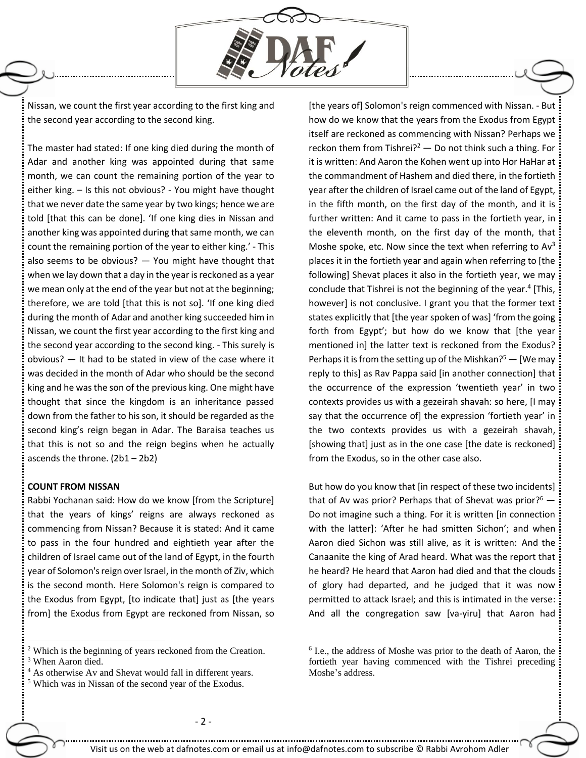Nissan, we count the first year according to the first king and the second year according to the second king.

The master had stated: If one king died during the month of Adar and another king was appointed during that same month, we can count the remaining portion of the year to either king. – Is this not obvious? - You might have thought that we never date the same year by two kings; hence we are told [that this can be done]. 'If one king dies in Nissan and another king was appointed during that same month, we can count the remaining portion of the year to either king.' - This also seems to be obvious? — You might have thought that when we lay down that a day in the year is reckoned as a year we mean only at the end of the year but not at the beginning; therefore, we are told [that this is not so]. 'If one king died during the month of Adar and another king succeeded him in Nissan, we count the first year according to the first king and the second year according to the second king. - This surely is obvious? — It had to be stated in view of the case where it was decided in the month of Adar who should be the second king and he was the son of the previous king. One might have thought that since the kingdom is an inheritance passed down from the father to his son, it should be regarded as the second king's reign began in Adar. The Baraisa teaches us that this is not so and the reign begins when he actually ascends the throne. (2b1 – 2b2)

**COUNT FROM NISSAN**

Rabbi Yochanan said: How do we know [from the Scripture] that the years of kings' reigns are always reckoned as commencing from Nissan? Because it is stated: And it came to pass in the four hundred and eightieth year after the children of Israel came out of the land of Egypt, in the fourth year of Solomon's reign over Israel, in the month of Ziv, which is the second month. Here Solomon's reign is compared to the Exodus from Egypt, [to indicate that] just as [the years from] the Exodus from Egypt are reckoned from Nissan, so [the years of] Solomon's reign commenced with Nissan. - But how do we know that the years from the Exodus from Egypt itself are reckoned as commencing with Nissan? Perhaps we reckon them from Tishrei?[2] — Do not think such a thing. For it is written: And Aaron the Kohen went up into Hor HaHar at the commandment of Hashem and died there, in the fortieth year after the children of Israel came out of the land of Egypt, in the fifth month, on the first day of the month, and it is further written: And it came to pass in the fortieth year, in the eleventh month, on the first day of the month, that Moshe spoke, etc. Now since the text when referring to Av[3] places it in the fortieth year and again when referring to [the following] Shevat places it also in the fortieth year, we may conclude that Tishrei is not the beginning of the year.[4] [This, however] is not conclusive. I grant you that the former text states explicitly that [the year spoken of was] 'from the going forth from Egypt'; but how do we know that [the year mentioned in] the latter text is reckoned from the Exodus? Perhaps it is from the setting up of the Mishkan?[5] — [We may reply to this] as Rav Pappa said [in another connection] that the occurrence of the expression 'twentieth year' in two contexts provides us with a gezeirah shavah: so here, [I may say that the occurrence of] the expression 'fortieth year' in the two contexts provides us with a gezeirah shavah, [showing that] just as in the one case [the date is reckoned] from the Exodus, so in the other case also.

But how do you know that [in respect of these two incidents] that of Av was prior? Perhaps that of Shevat was prior?[6] — Do not imagine such a thing. For it is written [in connection with the latter]: 'After he had smitten Sichon'; and when Aaron died Sichon was still alive, as it is written: And the Canaanite the king of Arad heard. What was the report that he heard? He heard that Aaron had died and that the clouds of glory had departed, and he judged that it was now permitted to attack Israel; and this is intimated in the verse: And all the congregation saw [va-yiru] that Aaron had

---

[2] Which is the beginning of years reckoned from the Creation.

[3] When Aaron died.

[4] As otherwise Av and Shevat would fall in different years.

[5] Which was in Nissan of the second year of the Exodus.

[6] I.e., the address of Moshe was prior to the death of Aaron, the fortieth year having commenced with the Tishrei preceding Moshe's address.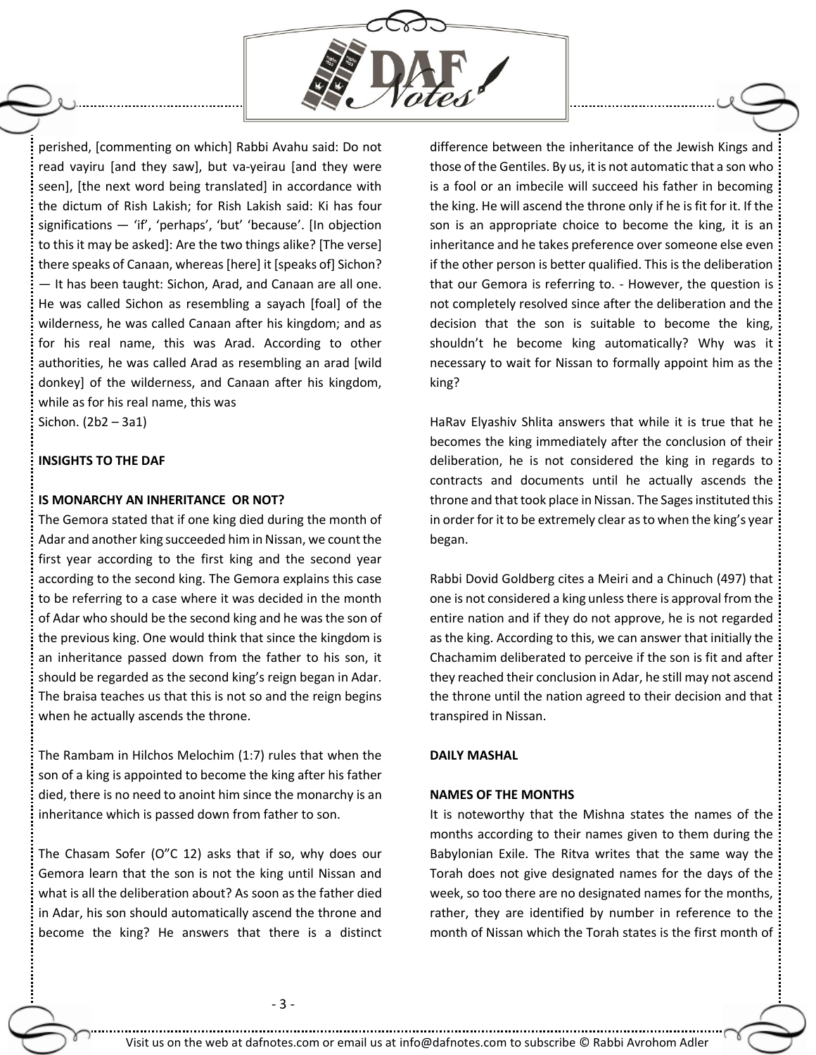perished, [commenting on which] Rabbi Avahu said: Do not read vayiru [and they saw], but va-yeirau [and they were seen], [the next word being translated] in accordance with the dictum of Rish Lakish; for Rish Lakish said: Ki has four significations — 'if', 'perhaps', 'but' 'because'. [In objection to this it may be asked]: Are the two things alike? [The verse] there speaks of Canaan, whereas [here] it [speaks of] Sichon? — It has been taught: Sichon, Arad, and Canaan are all one. He was called Sichon as resembling a sayach [foal] of the wilderness, he was called Canaan after his kingdom; and as for his real name, this was Arad. According to other authorities, he was called Arad as resembling an arad [wild donkey] of the wilderness, and Canaan after his kingdom, while as for his real name, this was Sichon. (2b2 – 3a1)

**INSIGHTS TO THE DAF**

**IS MONARCHY AN INHERITANCE OR NOT?**

The Gemora stated that if one king died during the month of Adar and another king succeeded him in Nissan, we count the first year according to the first king and the second year according to the second king. The Gemora explains this case to be referring to a case where it was decided in the month of Adar who should be the second king and he was the son of the previous king. One would think that since the kingdom is an inheritance passed down from the father to his son, it should be regarded as the second king's reign began in Adar. The braisa teaches us that this is not so and the reign begins when he actually ascends the throne.

The Rambam in Hilchos Melochim (1:7) rules that when the son of a king is appointed to become the king after his father died, there is no need to anoint him since the monarchy is an inheritance which is passed down from father to son.

The Chasam Sofer (O"C 12) asks that if so, why does our Gemora learn that the son is not the king until Nissan and what is all the deliberation about? As soon as the father died in Adar, his son should automatically ascend the throne and become the king? He answers that there is a distinct difference between the inheritance of the Jewish Kings and those of the Gentiles. By us, it is not automatic that a son who is a fool or an imbecile will succeed his father in becoming the king. He will ascend the throne only if he is fit for it. If the son is an appropriate choice to become the king, it is an inheritance and he takes preference over someone else even if the other person is better qualified. This is the deliberation that our Gemora is referring to. - However, the question is not completely resolved since after the deliberation and the decision that the son is suitable to become the king, shouldn't he become king automatically? Why was it necessary to wait for Nissan to formally appoint him as the king?

HaRav Elyashiv Shlita answers that while it is true that he becomes the king immediately after the conclusion of their deliberation, he is not considered the king in regards to contracts and documents until he actually ascends the throne and that took place in Nissan. The Sages instituted this in order for it to be extremely clear as to when the king's year began.

Rabbi Dovid Goldberg cites a Meiri and a Chinuch (497) that one is not considered a king unless there is approval from the entire nation and if they do not approve, he is not regarded as the king. According to this, we can answer that initially the Chachamim deliberated to perceive if the son is fit and after they reached their conclusion in Adar, he still may not ascend the throne until the nation agreed to their decision and that transpired in Nissan.

**DAILY MASHAL**

**NAMES OF THE MONTHS**

It is noteworthy that the Mishna states the names of the months according to their names given to them during the Babylonian Exile. The Ritva writes that the same way the Torah does not give designated names for the days of the week, so too there are no designated names for the months, rather, they are identified by number in reference to the month of Nissan which the Torah states is the first month of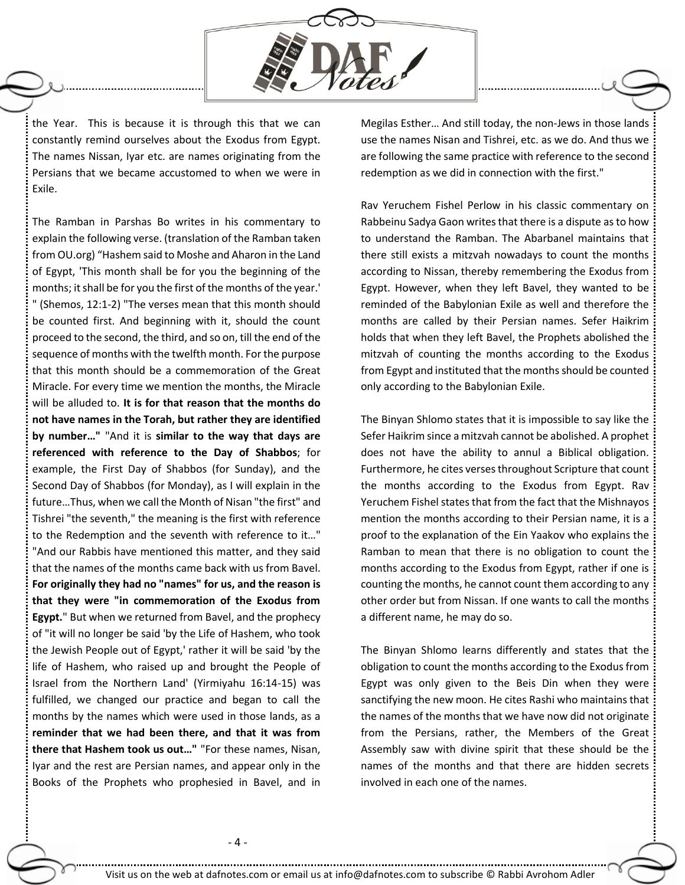the Year. This is because it is through this that we can constantly remind ourselves about the Exodus from Egypt. The names Nissan, Iyar etc. are names originating from the Persians that we became accustomed to when we were in Exile.

The Ramban in Parshas Bo writes in his commentary to explain the following verse. (translation of the Ramban taken from OU.org) "Hashem said to Moshe and Aharon in the Land of Egypt, 'This month shall be for you the beginning of the months; it shall be for you the first of the months of the year.' " (Shemos, 12:1-2) "The verses mean that this month should be counted first. And beginning with it, should the count proceed to the second, the third, and so on, till the end of the sequence of months with the twelfth month. For the purpose that this month should be a commemoration of the Great Miracle. For every time we mention the months, the Miracle will be alluded to. **It is for that reason that the months do not have names in the Torah, but rather they are identified by number…"** "And it is **similar to the way that days are referenced with reference to the Day of Shabbos**; for example, the First Day of Shabbos (for Sunday), and the Second Day of Shabbos (for Monday), as I will explain in the future…Thus, when we call the Month of Nisan "the first" and Tishrei "the seventh," the meaning is the first with reference to the Redemption and the seventh with reference to it…" "And our Rabbis have mentioned this matter, and they said that the names of the months came back with us from Bavel. **For originally they had no "names" for us, and the reason is that they were "in commemoration of the Exodus from Egypt.**" But when we returned from Bavel, and the prophecy of "it will no longer be said 'by the Life of Hashem, who took the Jewish People out of Egypt,' rather it will be said 'by the life of Hashem, who raised up and brought the People of Israel from the Northern Land' (Yirmiyahu 16:14-15) was fulfilled, we changed our practice and began to call the months by the names which were used in those lands, as a **reminder that we had been there, and that it was from there that Hashem took us out…"** "For these names, Nisan, Iyar and the rest are Persian names, and appear only in the Books of the Prophets who prophesied in Bavel, and in Megilas Esther… And still today, the non-Jews in those lands use the names Nisan and Tishrei, etc. as we do. And thus we are following the same practice with reference to the second redemption as we did in connection with the first."

Rav Yeruchem Fishel Perlow in his classic commentary on Rabbeinu Sadya Gaon writes that there is a dispute as to how to understand the Ramban. The Abarbanel maintains that there still exists a mitzvah nowadays to count the months according to Nissan, thereby remembering the Exodus from Egypt. However, when they left Bavel, they wanted to be reminded of the Babylonian Exile as well and therefore the months are called by their Persian names. Sefer Haikrim holds that when they left Bavel, the Prophets abolished the mitzvah of counting the months according to the Exodus from Egypt and instituted that the months should be counted only according to the Babylonian Exile.

The Binyan Shlomo states that it is impossible to say like the Sefer Haikrim since a mitzvah cannot be abolished. A prophet does not have the ability to annul a Biblical obligation. Furthermore, he cites verses throughout Scripture that count the months according to the Exodus from Egypt. Rav Yeruchem Fishel states that from the fact that the Mishnayos mention the months according to their Persian name, it is a proof to the explanation of the Ein Yaakov who explains the Ramban to mean that there is no obligation to count the months according to the Exodus from Egypt, rather if one is counting the months, he cannot count them according to any other order but from Nissan. If one wants to call the months a different name, he may do so.

The Binyan Shlomo learns differently and states that the obligation to count the months according to the Exodus from Egypt was only given to the Beis Din when they were sanctifying the new moon. He cites Rashi who maintains that the names of the months that we have now did not originate from the Persians, rather, the Members of the Great Assembly saw with divine spirit that these should be the names of the months and that there are hidden secrets involved in each one of the names.